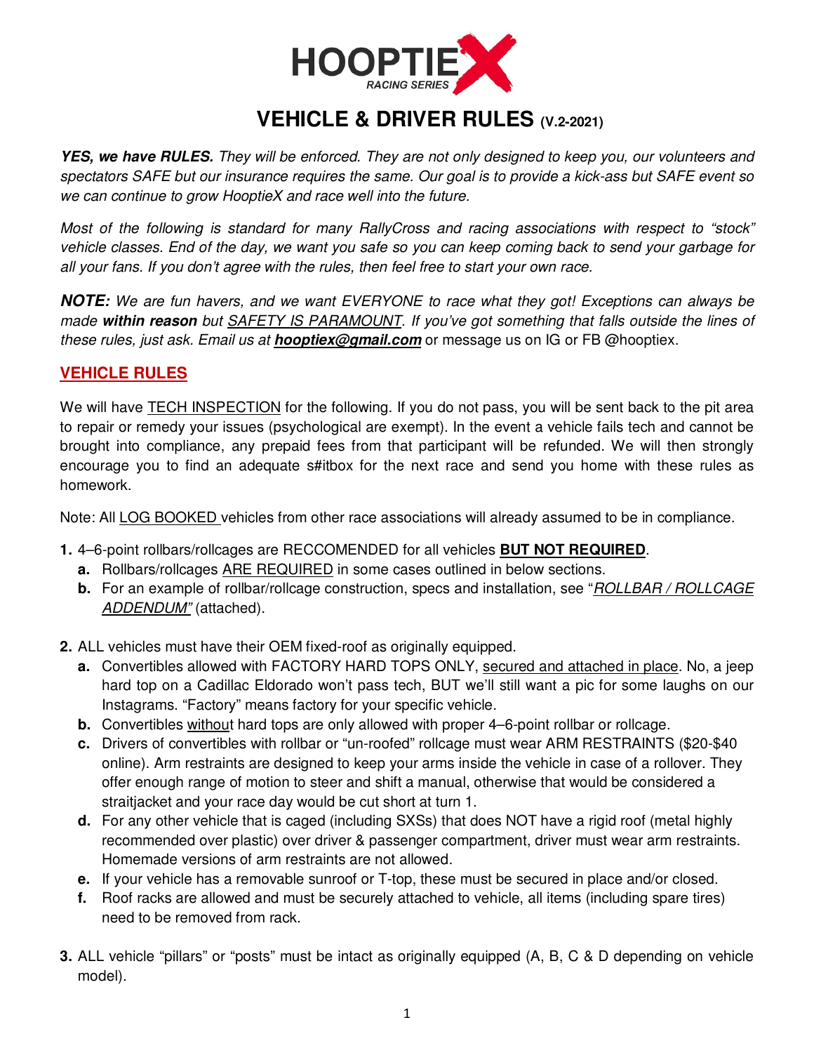# HOOPTIEX RACING SERIES

## VEHICLE & DRIVER RULES (V.2-2021)

***YES, we have RULES.** They will be enforced. They are not only designed to keep you, our volunteers and spectators SAFE but our insurance requires the same. Our goal is to provide a kick-ass but SAFE event so we can continue to grow HooptieX and race well into the future.*

*Most of the following is standard for many RallyCross and racing associations with respect to "stock" vehicle classes. End of the day, we want you safe so you can keep coming back to send your garbage for all your fans. If you don't agree with the rules, then feel free to start your own race.*

***NOTE:** We are fun havers, and we want EVERYONE to race what they got! Exceptions can always be made **within reason** but SAFETY IS PARAMOUNT. If you've got something that falls outside the lines of these rules, just ask. Email us at **hooptiex@gmail.com*** or message us on IG or FB @hooptiex.

## VEHICLE RULES

We will have TECH INSPECTION for the following. If you do not pass, you will be sent back to the pit area to repair or remedy your issues (psychological are exempt). In the event a vehicle fails tech and cannot be brought into compliance, any prepaid fees from that participant will be refunded. We will then strongly encourage you to find an adequate s#itbox for the next race and send you home with these rules as homework.

Note: All LOG BOOKED vehicles from other race associations will already assumed to be in compliance.

1. 4–6-point rollbars/rollcages are RECCOMENDED for all vehicles **BUT NOT REQUIRED**.
   a. Rollbars/rollcages ARE REQUIRED in some cases outlined in below sections.
   b. For an example of rollbar/rollcage construction, specs and installation, see "*ROLLBAR / ROLLCAGE ADDENDUM*" (attached).

2. ALL vehicles must have their OEM fixed-roof as originally equipped.
   a. Convertibles allowed with FACTORY HARD TOPS ONLY, secured and attached in place. No, a jeep hard top on a Cadillac Eldorado won't pass tech, BUT we'll still want a pic for some laughs on our Instagrams. "Factory" means factory for your specific vehicle.
   b. Convertibles without hard tops are only allowed with proper 4–6-point rollbar or rollcage.
   c. Drivers of convertibles with rollbar or "un-roofed" rollcage must wear ARM RESTRAINTS ($20-$40 online). Arm restraints are designed to keep your arms inside the vehicle in case of a rollover. They offer enough range of motion to steer and shift a manual, otherwise that would be considered a straitjacket and your race day would be cut short at turn 1.
   d. For any other vehicle that is caged (including SXSs) that does NOT have a rigid roof (metal highly recommended over plastic) over driver & passenger compartment, driver must wear arm restraints. Homemade versions of arm restraints are not allowed.
   e. If your vehicle has a removable sunroof or T-top, these must be secured in place and/or closed.
   f. Roof racks are allowed and must be securely attached to vehicle, all items (including spare tires) need to be removed from rack.

3. ALL vehicle "pillars" or "posts" must be intact as originally equipped (A, B, C & D depending on vehicle model).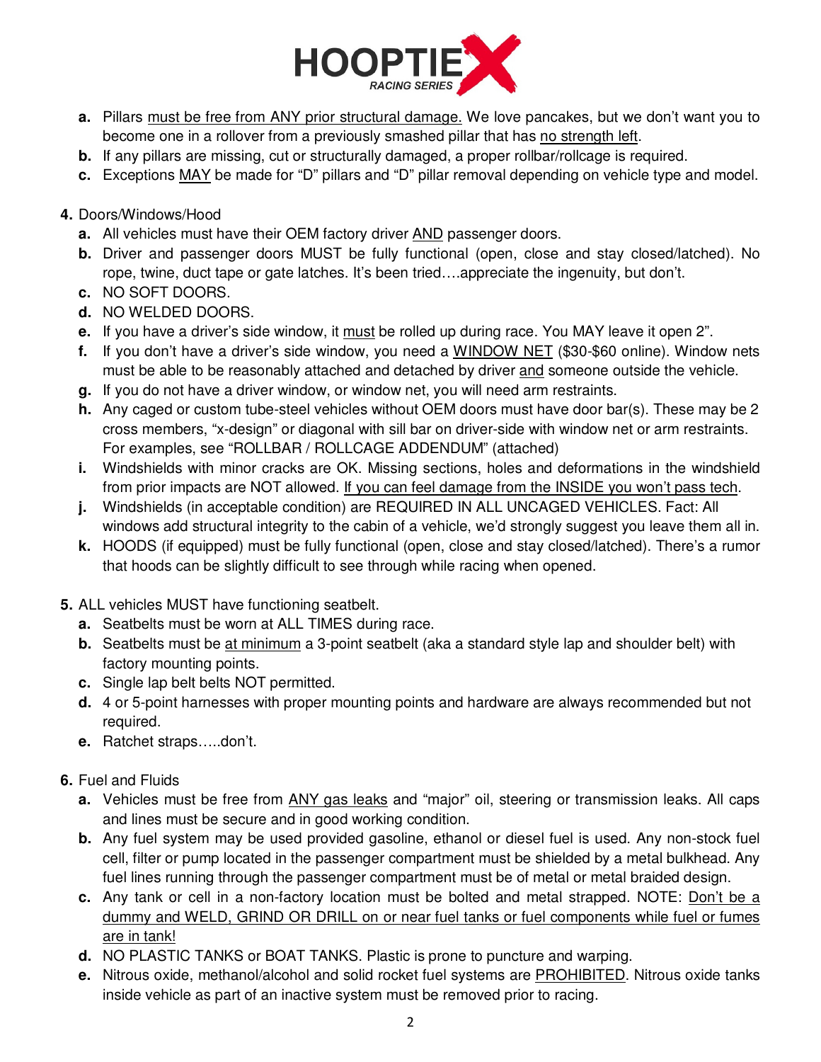a. Pillars <u>must be free from ANY prior structural damage.</u> We love pancakes, but we don't want you to become one in a rollover from a previously smashed pillar that has <u>no strength left</u>.
b. If any pillars are missing, cut or structurally damaged, a proper rollbar/rollcage is required.
c. Exceptions <u>MAY</u> be made for "D" pillars and "D" pillar removal depending on vehicle type and model.

4. Doors/Windows/Hood
   a. All vehicles must have their OEM factory driver <u>AND</u> passenger doors.
   b. Driver and passenger doors MUST be fully functional (open, close and stay closed/latched). No rope, twine, duct tape or gate latches. It's been tried….appreciate the ingenuity, but don't.
   c. NO SOFT DOORS.
   d. NO WELDED DOORS.
   e. If you have a driver's side window, it <u>must</u> be rolled up during race. You MAY leave it open 2".
   f. If you don't have a driver's side window, you need a <u>WINDOW NET</u> ($30-$60 online). Window nets must be able to be reasonably attached and detached by driver <u>and</u> someone outside the vehicle.
   g. If you do not have a driver window, or window net, you will need arm restraints.
   h. Any caged or custom tube-steel vehicles without OEM doors must have door bar(s). These may be 2 cross members, "x-design" or diagonal with sill bar on driver-side with window net or arm restraints. For examples, see "ROLLBAR / ROLLCAGE ADDENDUM" (attached)
   i. Windshields with minor cracks are OK. Missing sections, holes and deformations in the windshield from prior impacts are NOT allowed. <u>If you can feel damage from the INSIDE you won't pass tech</u>.
   j. Windshields (in acceptable condition) are REQUIRED IN ALL UNCAGED VEHICLES. Fact: All windows add structural integrity to the cabin of a vehicle, we'd strongly suggest you leave them all in.
   k. HOODS (if equipped) must be fully functional (open, close and stay closed/latched). There's a rumor that hoods can be slightly difficult to see through while racing when opened.

5. ALL vehicles MUST have functioning seatbelt.
   a. Seatbelts must be worn at ALL TIMES during race.
   b. Seatbelts must be <u>at minimum</u> a 3-point seatbelt (aka a standard style lap and shoulder belt) with factory mounting points.
   c. Single lap belt belts NOT permitted.
   d. 4 or 5-point harnesses with proper mounting points and hardware are always recommended but not required.
   e. Ratchet straps…..don't.

6. Fuel and Fluids
   a. Vehicles must be free from <u>ANY gas leaks</u> and "major" oil, steering or transmission leaks. All caps and lines must be secure and in good working condition.
   b. Any fuel system may be used provided gasoline, ethanol or diesel fuel is used. Any non-stock fuel cell, filter or pump located in the passenger compartment must be shielded by a metal bulkhead. Any fuel lines running through the passenger compartment must be of metal or metal braided design.
   c. Any tank or cell in a non-factory location must be bolted and metal strapped. NOTE: <u>Don't be a dummy and WELD, GRIND OR DRILL on or near fuel tanks or fuel components while fuel or fumes are in tank!</u>
   d. NO PLASTIC TANKS or BOAT TANKS. Plastic is prone to puncture and warping.
   e. Nitrous oxide, methanol/alcohol and solid rocket fuel systems are <u>PROHIBITED</u>. Nitrous oxide tanks inside vehicle as part of an inactive system must be removed prior to racing.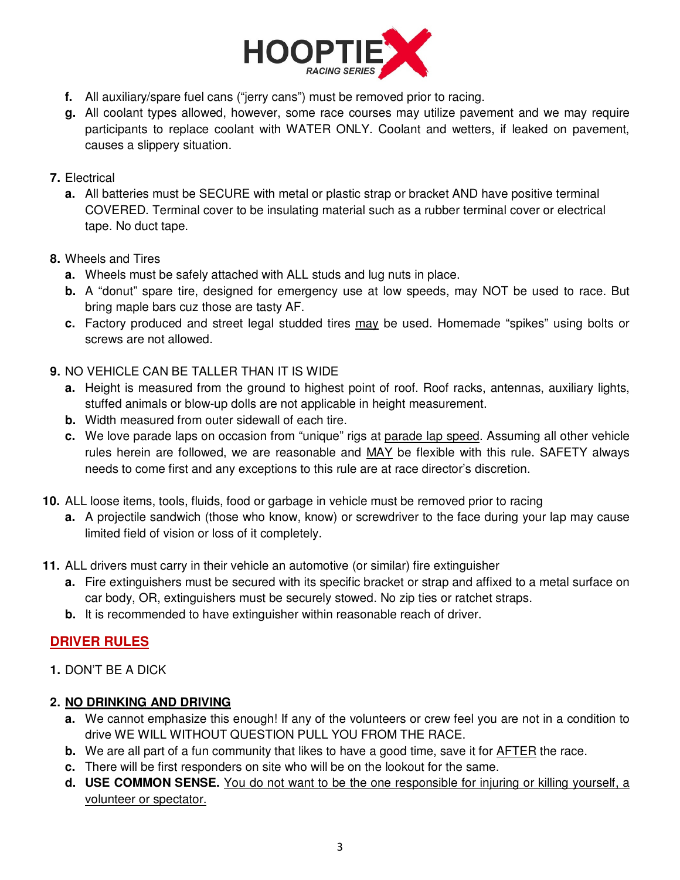f. All auxiliary/spare fuel cans ("jerry cans") must be removed prior to racing.
g. All coolant types allowed, however, some race courses may utilize pavement and we may require participants to replace coolant with WATER ONLY. Coolant and wetters, if leaked on pavement, causes a slippery situation.

7. Electrical
   a. All batteries must be SECURE with metal or plastic strap or bracket AND have positive terminal COVERED. Terminal cover to be insulating material such as a rubber terminal cover or electrical tape. No duct tape.

8. Wheels and Tires
   a. Wheels must be safely attached with ALL studs and lug nuts in place.
   b. A "donut" spare tire, designed for emergency use at low speeds, may NOT be used to race. But bring maple bars cuz those are tasty AF.
   c. Factory produced and street legal studded tires <u>may</u> be used. Homemade "spikes" using bolts or screws are not allowed.

9. NO VEHICLE CAN BE TALLER THAN IT IS WIDE
   a. Height is measured from the ground to highest point of roof. Roof racks, antennas, auxiliary lights, stuffed animals or blow-up dolls are not applicable in height measurement.
   b. Width measured from outer sidewall of each tire.
   c. We love parade laps on occasion from "unique" rigs at <u>parade lap speed</u>. Assuming all other vehicle rules herein are followed, we are reasonable and <u>MAY</u> be flexible with this rule. SAFETY always needs to come first and any exceptions to this rule are at race director's discretion.

10. ALL loose items, tools, fluids, food or garbage in vehicle must be removed prior to racing
    a. A projectile sandwich (those who know, know) or screwdriver to the face during your lap may cause limited field of vision or loss of it completely.

11. ALL drivers must carry in their vehicle an automotive (or similar) fire extinguisher
    a. Fire extinguishers must be secured with its specific bracket or strap and affixed to a metal surface on car body, OR, extinguishers must be securely stowed. No zip ties or ratchet straps.
    b. It is recommended to have extinguisher within reasonable reach of driver.

## <u>DRIVER RULES</u>

1. DON'T BE A DICK

2. **<u>NO DRINKING AND DRIVING</u>**
   a. We cannot emphasize this enough! If any of the volunteers or crew feel you are not in a condition to drive WE WILL WITHOUT QUESTION PULL YOU FROM THE RACE.
   b. We are all part of a fun community that likes to have a good time, save it for <u>AFTER</u> the race.
   c. There will be first responders on site who will be on the lookout for the same.
   d. **USE COMMON SENSE.** <u>You do not want to be the one responsible for injuring or killing yourself, a volunteer or spectator.</u>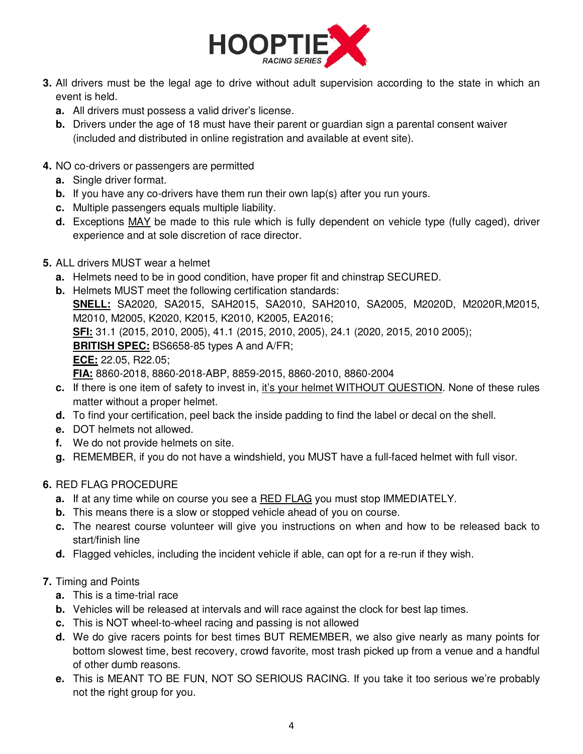3. All drivers must be the legal age to drive without adult supervision according to the state in which an event is held.
   a. All drivers must possess a valid driver's license.
   b. Drivers under the age of 18 must have their parent or guardian sign a parental consent waiver (included and distributed in online registration and available at event site).

4. NO co-drivers or passengers are permitted
   a. Single driver format.
   b. If you have any co-drivers have them run their own lap(s) after you run yours.
   c. Multiple passengers equals multiple liability.
   d. Exceptions <u>MAY</u> be made to this rule which is fully dependent on vehicle type (fully caged), driver experience and at sole discretion of race director.

5. ALL drivers MUST wear a helmet
   a. Helmets need to be in good condition, have proper fit and chinstrap SECURED.
   b. Helmets MUST meet the following certification standards:
      **<u>SNELL:</u>** SA2020, SA2015, SAH2015, SA2010, SAH2010, SA2005, M2020D, M2020R,M2015, M2010, M2005, K2020, K2015, K2010, K2005, EA2016;
      **<u>SFI:</u>** 31.1 (2015, 2010, 2005), 41.1 (2015, 2010, 2005), 24.1 (2020, 2015, 2010 2005);
      **<u>BRITISH SPEC:</u>** BS6658-85 types A and A/FR;
      **<u>ECE:</u>** 22.05, R22.05;
      **<u>FIA:</u>** 8860-2018, 8860-2018-ABP, 8859-2015, 8860-2010, 8860-2004
   c. If there is one item of safety to invest in, <u>it's your helmet WITHOUT QUESTION</u>. None of these rules matter without a proper helmet.
   d. To find your certification, peel back the inside padding to find the label or decal on the shell.
   e. DOT helmets not allowed.
   f. We do not provide helmets on site.
   g. REMEMBER, if you do not have a windshield, you MUST have a full-faced helmet with full visor.

6. RED FLAG PROCEDURE
   a. If at any time while on course you see a <u>RED FLAG</u> you must stop IMMEDIATELY.
   b. This means there is a slow or stopped vehicle ahead of you on course.
   c. The nearest course volunteer will give you instructions on when and how to be released back to start/finish line
   d. Flagged vehicles, including the incident vehicle if able, can opt for a re-run if they wish.

7. Timing and Points
   a. This is a time-trial race
   b. Vehicles will be released at intervals and will race against the clock for best lap times.
   c. This is NOT wheel-to-wheel racing and passing is not allowed
   d. We do give racers points for best times BUT REMEMBER, we also give nearly as many points for bottom slowest time, best recovery, crowd favorite, most trash picked up from a venue and a handful of other dumb reasons.
   e. This is MEANT TO BE FUN, NOT SO SERIOUS RACING. If you take it too serious we're probably not the right group for you.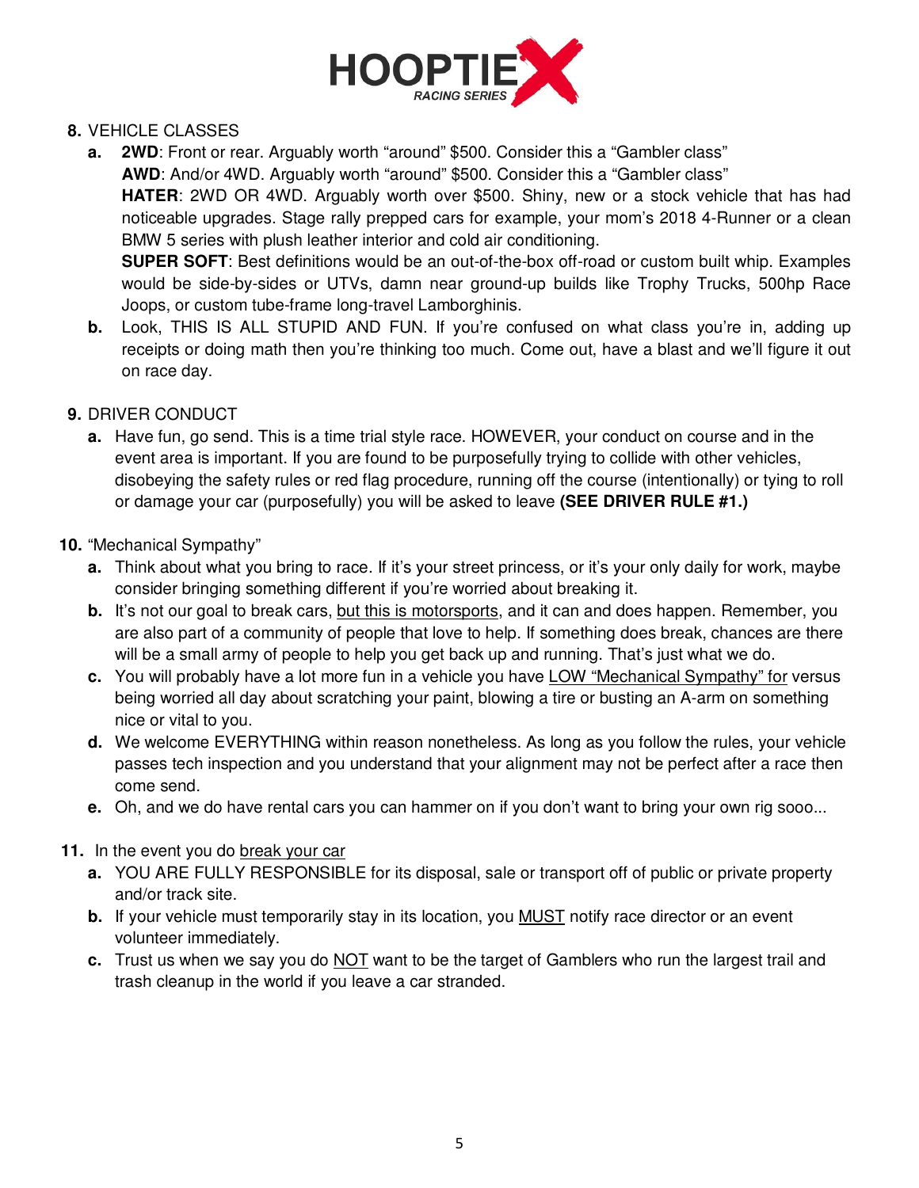8. VEHICLE CLASSES
    a. **2WD**: Front or rear. Arguably worth “around” $500. Consider this a “Gambler class”
       **AWD**: And/or 4WD. Arguably worth “around” $500. Consider this a “Gambler class”
       **HATER**: 2WD OR 4WD. Arguably worth over $500. Shiny, new or a stock vehicle that has had noticeable upgrades. Stage rally prepped cars for example, your mom’s 2018 4-Runner or a clean BMW 5 series with plush leather interior and cold air conditioning.
       **SUPER SOFT**: Best definitions would be an out-of-the-box off-road or custom built whip. Examples would be side-by-sides or UTVs, damn near ground-up builds like Trophy Trucks, 500hp Race Joops, or custom tube-frame long-travel Lamborghinis.
    b. Look, THIS IS ALL STUPID AND FUN. If you’re confused on what class you’re in, adding up receipts or doing math then you’re thinking too much. Come out, have a blast and we’ll figure it out on race day.

9. DRIVER CONDUCT
    a. Have fun, go send. This is a time trial style race. HOWEVER, your conduct on course and in the event area is important. If you are found to be purposefully trying to collide with other vehicles, disobeying the safety rules or red flag procedure, running off the course (intentionally) or tying to roll or damage your car (purposefully) you will be asked to leave **(SEE DRIVER RULE #1.)**

10. “Mechanical Sympathy”
    a. Think about what you bring to race. If it’s your street princess, or it’s your only daily for work, maybe consider bringing something different if you’re worried about breaking it.
    b. It’s not our goal to break cars, but this is motorsports, and it can and does happen. Remember, you are also part of a community of people that love to help. If something does break, chances are there will be a small army of people to help you get back up and running. That’s just what we do.
    c. You will probably have a lot more fun in a vehicle you have LOW “Mechanical Sympathy” for versus being worried all day about scratching your paint, blowing a tire or busting an A-arm on something nice or vital to you.
    d. We welcome EVERYTHING within reason nonetheless. As long as you follow the rules, your vehicle passes tech inspection and you understand that your alignment may not be perfect after a race then come send.
    e. Oh, and we do have rental cars you can hammer on if you don’t want to bring your own rig sooo...

11. In the event you do break your car
    a. YOU ARE FULLY RESPONSIBLE for its disposal, sale or transport off of public or private property and/or track site.
    b. If your vehicle must temporarily stay in its location, you MUST notify race director or an event volunteer immediately.
    c. Trust us when we say you do NOT want to be the target of Gamblers who run the largest trail and trash cleanup in the world if you leave a car stranded.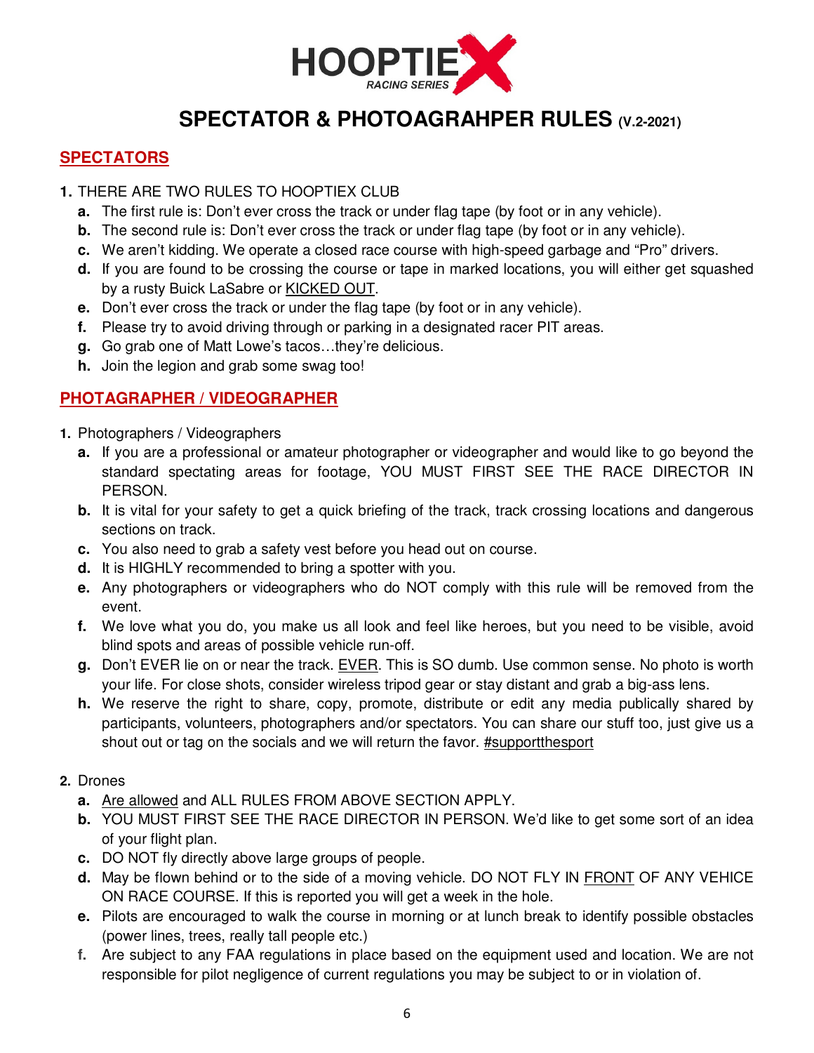# HOOPTIEX RACING SERIES

# SPECTATOR & PHOTOAGRAHPER RULES (V.2-2021)

## SPECTATORS

1. THERE ARE TWO RULES TO HOOPTIEX CLUB
   a. The first rule is: Don't ever cross the track or under flag tape (by foot or in any vehicle).
   b. The second rule is: Don't ever cross the track or under flag tape (by foot or in any vehicle).
   c. We aren't kidding. We operate a closed race course with high-speed garbage and "Pro" drivers.
   d. If you are found to be crossing the course or tape in marked locations, you will either get squashed by a rusty Buick LaSabre or KICKED OUT.
   e. Don't ever cross the track or under the flag tape (by foot or in any vehicle).
   f. Please try to avoid driving through or parking in a designated racer PIT areas.
   g. Go grab one of Matt Lowe's tacos…they're delicious.
   h. Join the legion and grab some swag too!

## PHOTAGRAPHER / VIDEOGRAPHER

1. Photographers / Videographers
   a. If you are a professional or amateur photographer or videographer and would like to go beyond the standard spectating areas for footage, YOU MUST FIRST SEE THE RACE DIRECTOR IN PERSON.
   b. It is vital for your safety to get a quick briefing of the track, track crossing locations and dangerous sections on track.
   c. You also need to grab a safety vest before you head out on course.
   d. It is HIGHLY recommended to bring a spotter with you.
   e. Any photographers or videographers who do NOT comply with this rule will be removed from the event.
   f. We love what you do, you make us all look and feel like heroes, but you need to be visible, avoid blind spots and areas of possible vehicle run-off.
   g. Don't EVER lie on or near the track. EVER. This is SO dumb. Use common sense. No photo is worth your life. For close shots, consider wireless tripod gear or stay distant and grab a big-ass lens.
   h. We reserve the right to share, copy, promote, distribute or edit any media publically shared by participants, volunteers, photographers and/or spectators. You can share our stuff too, just give us a shout out or tag on the socials and we will return the favor. #supportthesport

2. Drones
   a. Are allowed and ALL RULES FROM ABOVE SECTION APPLY.
   b. YOU MUST FIRST SEE THE RACE DIRECTOR IN PERSON. We'd like to get some sort of an idea of your flight plan.
   c. DO NOT fly directly above large groups of people.
   d. May be flown behind or to the side of a moving vehicle. DO NOT FLY IN FRONT OF ANY VEHICE ON RACE COURSE. If this is reported you will get a week in the hole.
   e. Pilots are encouraged to walk the course in morning or at lunch break to identify possible obstacles (power lines, trees, really tall people etc.)
   f. Are subject to any FAA regulations in place based on the equipment used and location. We are not responsible for pilot negligence of current regulations you may be subject to or in violation of.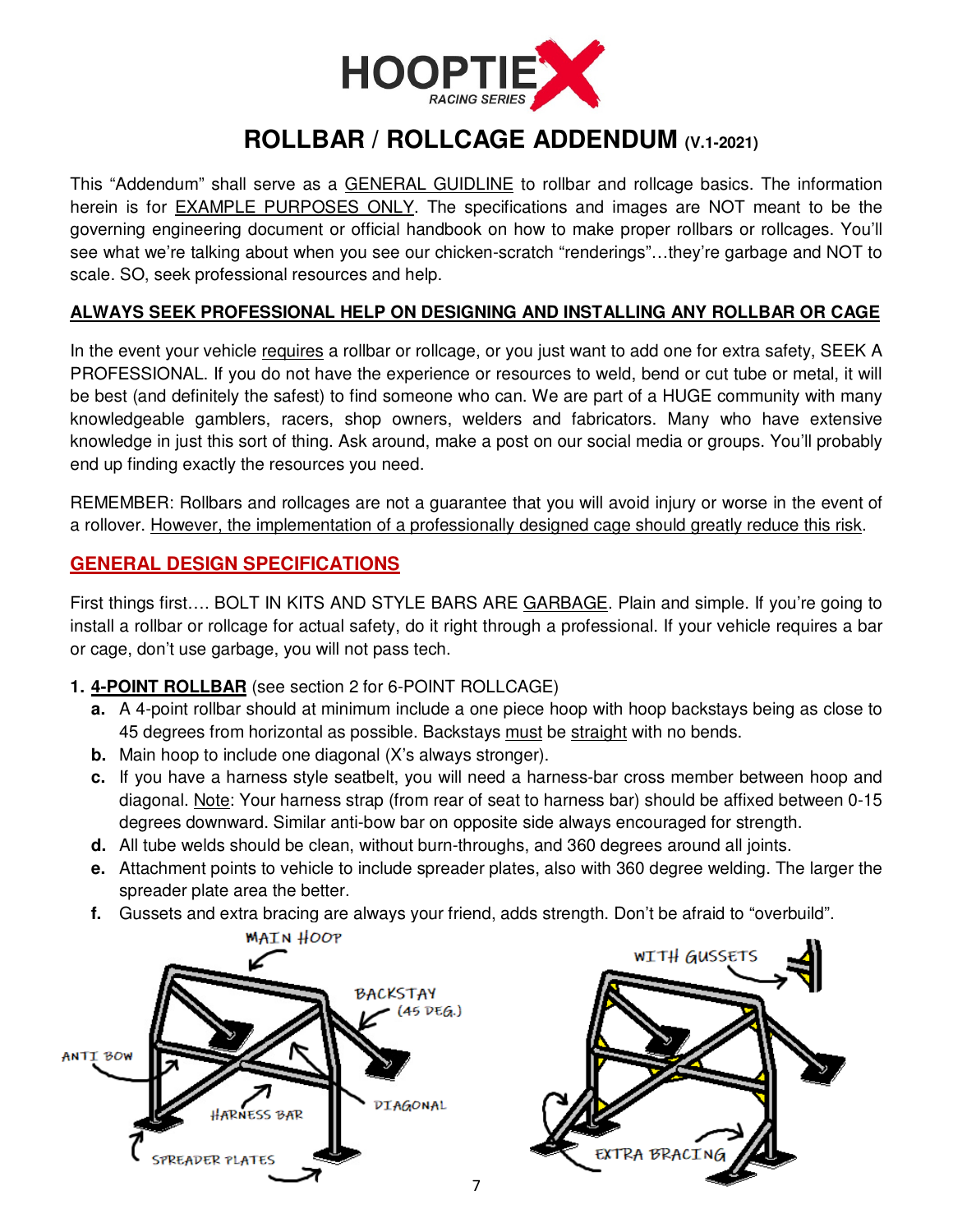# ROLLBAR / ROLLCAGE ADDENDUM (V.1-2021)

This "Addendum" shall serve as a GENERAL GUIDLINE to rollbar and rollcage basics. The information herein is for EXAMPLE PURPOSES ONLY. The specifications and images are NOT meant to be the governing engineering document or official handbook on how to make proper rollbars or rollcages. You'll see what we're talking about when you see our chicken-scratch "renderings"…they're garbage and NOT to scale. SO, seek professional resources and help.

**ALWAYS SEEK PROFESSIONAL HELP ON DESIGNING AND INSTALLING ANY ROLLBAR OR CAGE**

In the event your vehicle requires a rollbar or rollcage, or you just want to add one for extra safety, SEEK A PROFESSIONAL. If you do not have the experience or resources to weld, bend or cut tube or metal, it will be best (and definitely the safest) to find someone who can. We are part of a HUGE community with many knowledgeable gamblers, racers, shop owners, welders and fabricators. Many who have extensive knowledge in just this sort of thing. Ask around, make a post on our social media or groups. You'll probably end up finding exactly the resources you need.

REMEMBER: Rollbars and rollcages are not a guarantee that you will avoid injury or worse in the event of a rollover. However, the implementation of a professionally designed cage should greatly reduce this risk.

## GENERAL DESIGN SPECIFICATIONS

First things first…. BOLT IN KITS AND STYLE BARS ARE GARBAGE. Plain and simple. If you're going to install a rollbar or rollcage for actual safety, do it right through a professional. If your vehicle requires a bar or cage, don't use garbage, you will not pass tech.

1. **4-POINT ROLLBAR** (see section 2 for 6-POINT ROLLCAGE)
   a. A 4-point rollbar should at minimum include a one piece hoop with hoop backstays being as close to 45 degrees from horizontal as possible. Backstays must be straight with no bends.
   b. Main hoop to include one diagonal (X's always stronger).
   c. If you have a harness style seatbelt, you will need a harness-bar cross member between hoop and diagonal. Note: Your harness strap (from rear of seat to harness bar) should be affixed between 0-15 degrees downward. Similar anti-bow bar on opposite side always encouraged for strength.
   d. All tube welds should be clean, without burn-throughs, and 360 degrees around all joints.
   e. Attachment points to vehicle to include spreader plates, also with 360 degree welding. The larger the spreader plate area the better.
   f. Gussets and extra bracing are always your friend, adds strength. Don't be afraid to "overbuild".

MAIN HOOP, BACKSTAY (45 DEG.), ANTI BOW, HARNESS BAR, DIAGONAL, SPREADER PLATES

WITH GUSSETS, EXTRA BRACING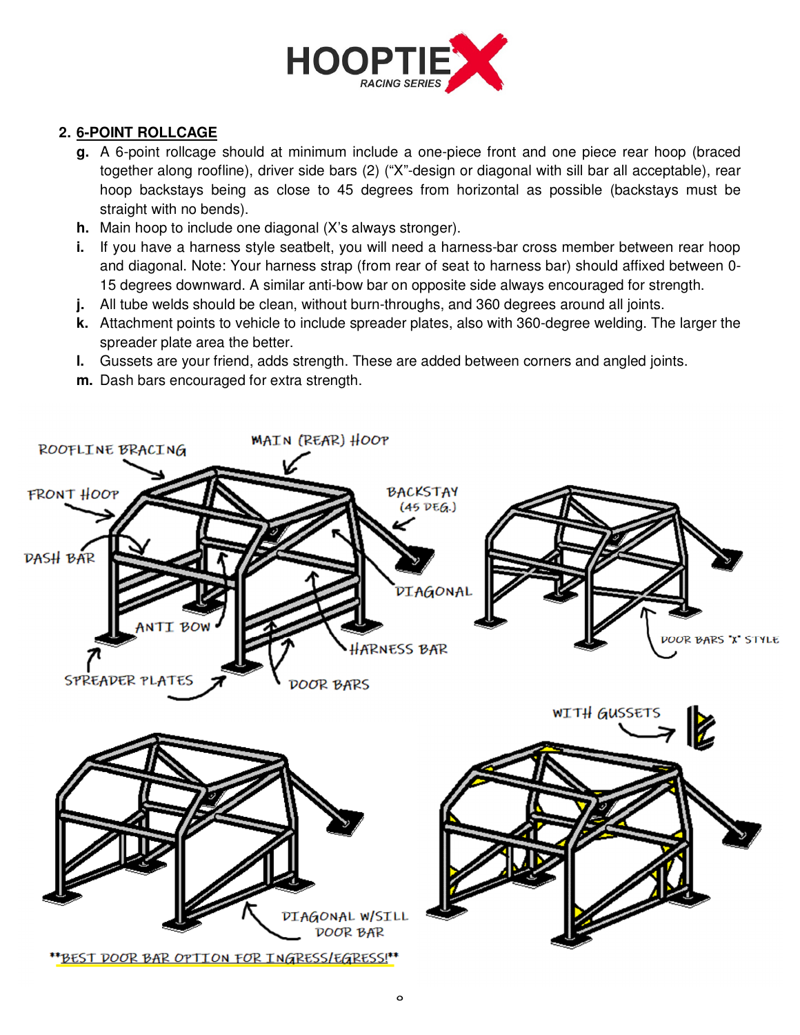## 2. 6-POINT ROLLCAGE

g. A 6-point rollcage should at minimum include a one-piece front and one piece rear hoop (braced together along roofline), driver side bars (2) ("X"-design or diagonal with sill bar all acceptable), rear hoop backstays being as close to 45 degrees from horizontal as possible (backstays must be straight with no bends).

h. Main hoop to include one diagonal (X's always stronger).

i. If you have a harness style seatbelt, you will need a harness-bar cross member between rear hoop and diagonal. Note: Your harness strap (from rear of seat to harness bar) should affixed between 0-15 degrees downward. A similar anti-bow bar on opposite side always encouraged for strength.

j. All tube welds should be clean, without burn-throughs, and 360 degrees around all joints.

k. Attachment points to vehicle to include spreader plates, also with 360-degree welding. The larger the spreader plate area the better.

l. Gussets are your friend, adds strength. These are added between corners and angled joints.

m. Dash bars encouraged for extra strength.

ROOFLINE BRACING · MAIN (REAR) HOOP · FRONT HOOP · BACKSTAY (45 DEG.) · DASH BAR · DIAGONAL · ANTI BOW · HARNESS BAR · SPREADER PLATES · DOOR BARS · DOOR BARS "X" STYLE · WITH GUSSETS · DIAGONAL W/SILL DOOR BAR

**BEST DOOR BAR OPTION FOR INGRESS/EGRESS!**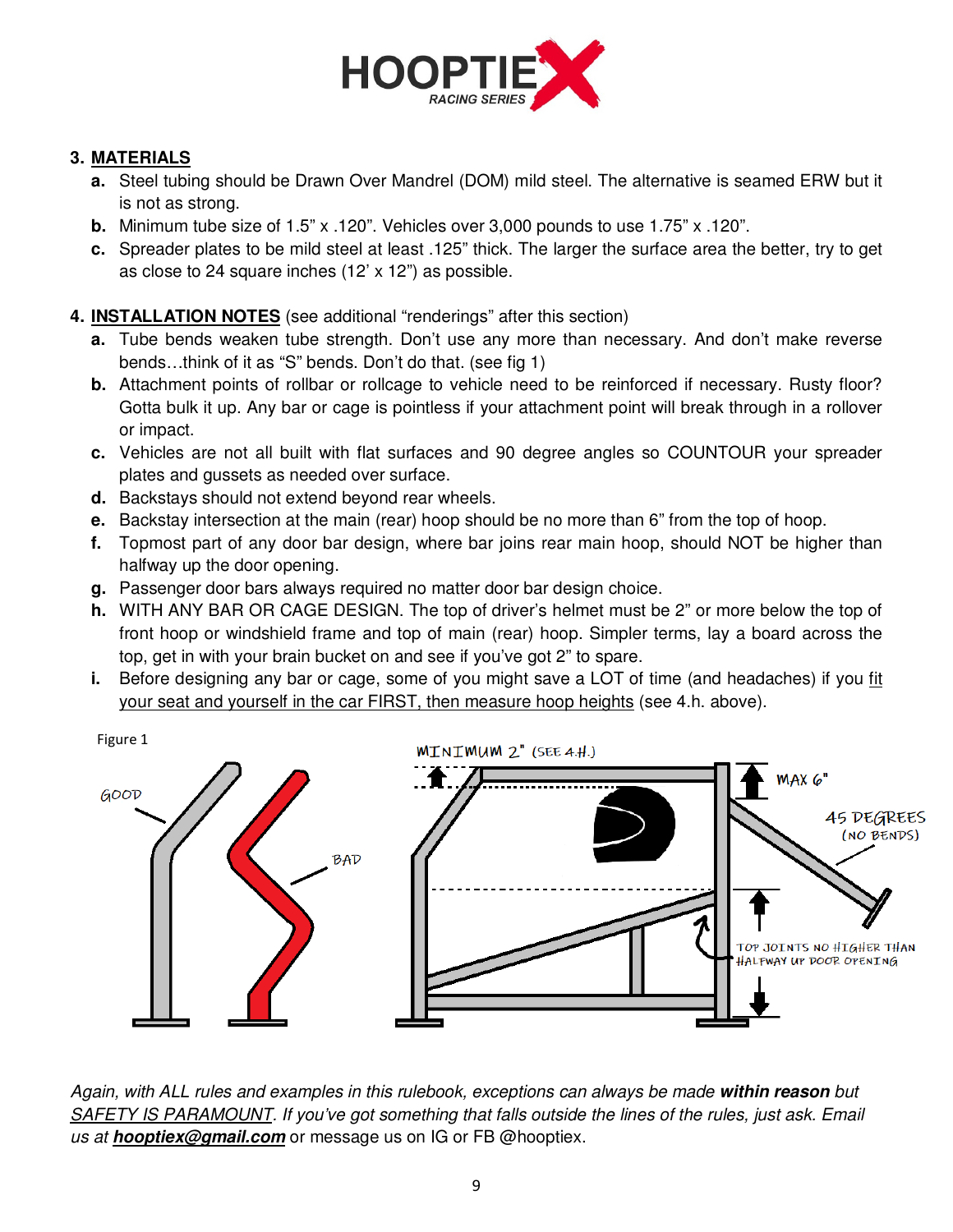## 3. MATERIALS

a. Steel tubing should be Drawn Over Mandrel (DOM) mild steel. The alternative is seamed ERW but it is not as strong.

b. Minimum tube size of 1.5" x .120". Vehicles over 3,000 pounds to use 1.75" x .120".

c. Spreader plates to be mild steel at least .125" thick. The larger the surface area the better, try to get as close to 24 square inches (12' x 12") as possible.

## 4. INSTALLATION NOTES (see additional "renderings" after this section)

a. Tube bends weaken tube strength. Don't use any more than necessary. And don't make reverse bends…think of it as "S" bends. Don't do that. (see fig 1)

b. Attachment points of rollbar or rollcage to vehicle need to be reinforced if necessary. Rusty floor? Gotta bulk it up. Any bar or cage is pointless if your attachment point will break through in a rollover or impact.

c. Vehicles are not all built with flat surfaces and 90 degree angles so COUNTOUR your spreader plates and gussets as needed over surface.

d. Backstays should not extend beyond rear wheels.

e. Backstay intersection at the main (rear) hoop should be no more than 6" from the top of hoop.

f. Topmost part of any door bar design, where bar joins rear main hoop, should NOT be higher than halfway up the door opening.

g. Passenger door bars always required no matter door bar design choice.

h. WITH ANY BAR OR CAGE DESIGN. The top of driver's helmet must be 2" or more below the top of front hoop or windshield frame and top of main (rear) hoop. Simpler terms, lay a board across the top, get in with your brain bucket on and see if you've got 2" to spare.

i. Before designing any bar or cage, some of you might save a LOT of time (and headaches) if you <u>fit your seat and yourself in the car FIRST, then measure hoop heights</u> (see 4.h. above).

Figure 1

GOOD

BAD

MINIMUM 2" (SEE 4.H.)

MAX 6"

45 DEGREES (NO BENDS)

TOP JOINTS NO HIGHER THAN HALFWAY UP DOOR OPENING

*Again, with ALL rules and examples in this rulebook, exceptions can always be made **within reason** but <u>SAFETY IS PARAMOUNT</u>. If you've got something that falls outside the lines of the rules, just ask. Email us at **<u>hooptiex@gmail.com</u>*** or message us on IG or FB @hooptiex.